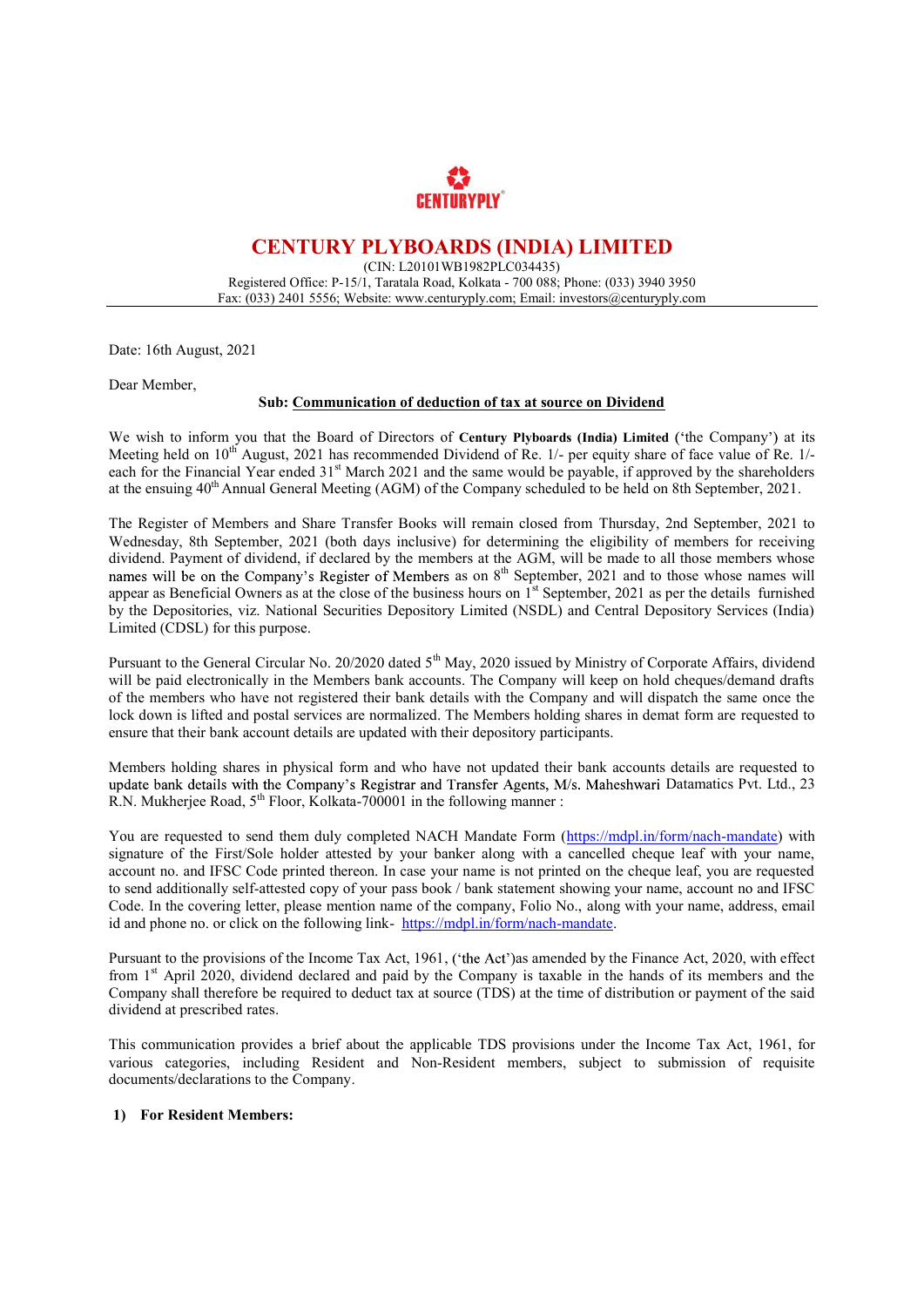# CENTURY PLYBOARDS (INDIA) LIMITED

(CIN: L20101WB1982PLC034435)
Registered Office: P-15/1, Taratala Road, Kolkata - 700 088; Phone: (033) 3940 3950
Fax: (033) 2401 5556; Website: www.centuryply.com; Email: investors@centuryply.com

Date: 16th August, 2021

Dear Member,

**Sub: Communication of deduction of tax at source on Dividend**

We wish to inform you that the Board of Directors of **Century Plyboards (India) Limited** ('the Company') at its Meeting held on 10th August, 2021 has recommended Dividend of Re. 1/- per equity share of face value of Re. 1/- each for the Financial Year ended 31st March 2021 and the same would be payable, if approved by the shareholders at the ensuing 40th Annual General Meeting (AGM) of the Company scheduled to be held on 8th September, 2021.

The Register of Members and Share Transfer Books will remain closed from Thursday, 2nd September, 2021 to Wednesday, 8th September, 2021 (both days inclusive) for determining the eligibility of members for receiving dividend. Payment of dividend, if declared by the members at the AGM, will be made to all those members whose names will be on the Company's Register of Members as on 8th September, 2021 and to those whose names will appear as Beneficial Owners as at the close of the business hours on 1st September, 2021 as per the details furnished by the Depositories, viz. National Securities Depository Limited (NSDL) and Central Depository Services (India) Limited (CDSL) for this purpose.

Pursuant to the General Circular No. 20/2020 dated 5th May, 2020 issued by Ministry of Corporate Affairs, dividend will be paid electronically in the Members bank accounts. The Company will keep on hold cheques/demand drafts of the members who have not registered their bank details with the Company and will dispatch the same once the lock down is lifted and postal services are normalized. The Members holding shares in demat form are requested to ensure that their bank account details are updated with their depository participants.

Members holding shares in physical form and who have not updated their bank accounts details are requested to update bank details with the Company's Registrar and Transfer Agents, M/s. Maheshwari Datamatics Pvt. Ltd., 23 R.N. Mukherjee Road, 5th Floor, Kolkata-700001 in the following manner :

You are requested to send them duly completed NACH Mandate Form (https://mdpl.in/form/nach-mandate) with signature of the First/Sole holder attested by your banker along with a cancelled cheque leaf with your name, account no. and IFSC Code printed thereon. In case your name is not printed on the cheque leaf, you are requested to send additionally self-attested copy of your pass book / bank statement showing your name, account no and IFSC Code. In the covering letter, please mention name of the company, Folio No., along with your name, address, email id and phone no. or click on the following link- https://mdpl.in/form/nach-mandate.

Pursuant to the provisions of the Income Tax Act, 1961, ('the Act')as amended by the Finance Act, 2020, with effect from 1st April 2020, dividend declared and paid by the Company is taxable in the hands of its members and the Company shall therefore be required to deduct tax at source (TDS) at the time of distribution or payment of the said dividend at prescribed rates.

This communication provides a brief about the applicable TDS provisions under the Income Tax Act, 1961, for various categories, including Resident and Non-Resident members, subject to submission of requisite documents/declarations to the Company.

**1) For Resident Members:**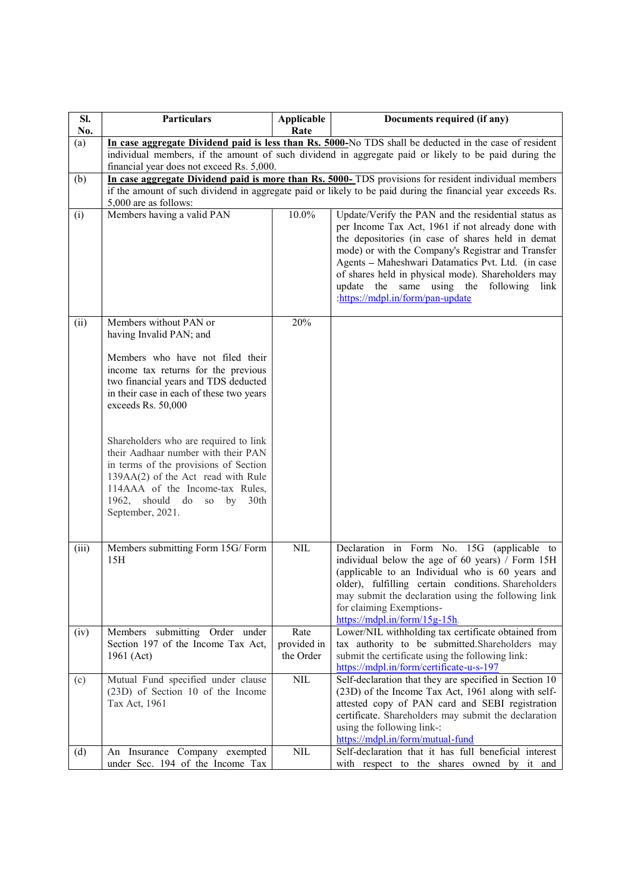| Sl. No. | Particulars | Applicable Rate | Documents required (if any) |
|---|---|---|---|
| (a) | **In case aggregate Dividend paid is less than Rs. 5000-**No TDS shall be deducted in the case of resident individual members, if the amount of such dividend in aggregate paid or likely to be paid during the financial year does not exceed Rs. 5,000. | | |
| (b) | **In case aggregate Dividend paid is more than Rs. 5000-** TDS provisions for resident individual members if the amount of such dividend in aggregate paid or likely to be paid during the financial year exceeds Rs. 5,000 are as follows: | | |
| (i) | Members having a valid PAN | 10.0% | Update/Verify the PAN and the residential status as per Income Tax Act, 1961 if not already done with the depositories (in case of shares held in demat mode) or with the Company's Registrar and Transfer Agents – Maheshwari Datamatics Pvt. Ltd. (in case of shares held in physical mode). Shareholders may update the same using the following link :https://mdpl.in/form/pan-update |
| (ii) | Members without PAN or having Invalid PAN; and<br><br>Members who have not filed their income tax returns for the previous two financial years and TDS deducted in their case in each of these two years exceeds Rs. 50,000<br><br>Shareholders who are required to link their Aadhaar number with their PAN in terms of the provisions of Section 139AA(2) of the Act read with Rule 114AAA of the Income-tax Rules, 1962, should do so by 30th September, 2021. | 20% | |
| (iii) | Members submitting Form 15G/ Form 15H | NIL | Declaration in Form No. 15G (applicable to individual below the age of 60 years) / Form 15H (applicable to an Individual who is 60 years and older), fulfilling certain conditions. Shareholders may submit the declaration using the following link for claiming Exemptions- https://mdpl.in/form/15g-15h. |
| (iv) | Members submitting Order under Section 197 of the Income Tax Act, 1961 (Act) | Rate provided in the Order | Lower/NIL withholding tax certificate obtained from tax authority to be submitted.Shareholders may submit the certificate using the following link: https://mdpl.in/form/certificate-u-s-197 |
| (c) | Mutual Fund specified under clause (23D) of Section 10 of the Income Tax Act, 1961 | NIL | Self-declaration that they are specified in Section 10 (23D) of the Income Tax Act, 1961 along with self-attested copy of PAN card and SEBI registration certificate. Shareholders may submit the declaration using the following link-: https://mdpl.in/form/mutual-fund |
| (d) | An Insurance Company exempted under Sec. 194 of the Income Tax | NIL | Self-declaration that it has full beneficial interest with respect to the shares owned by it and |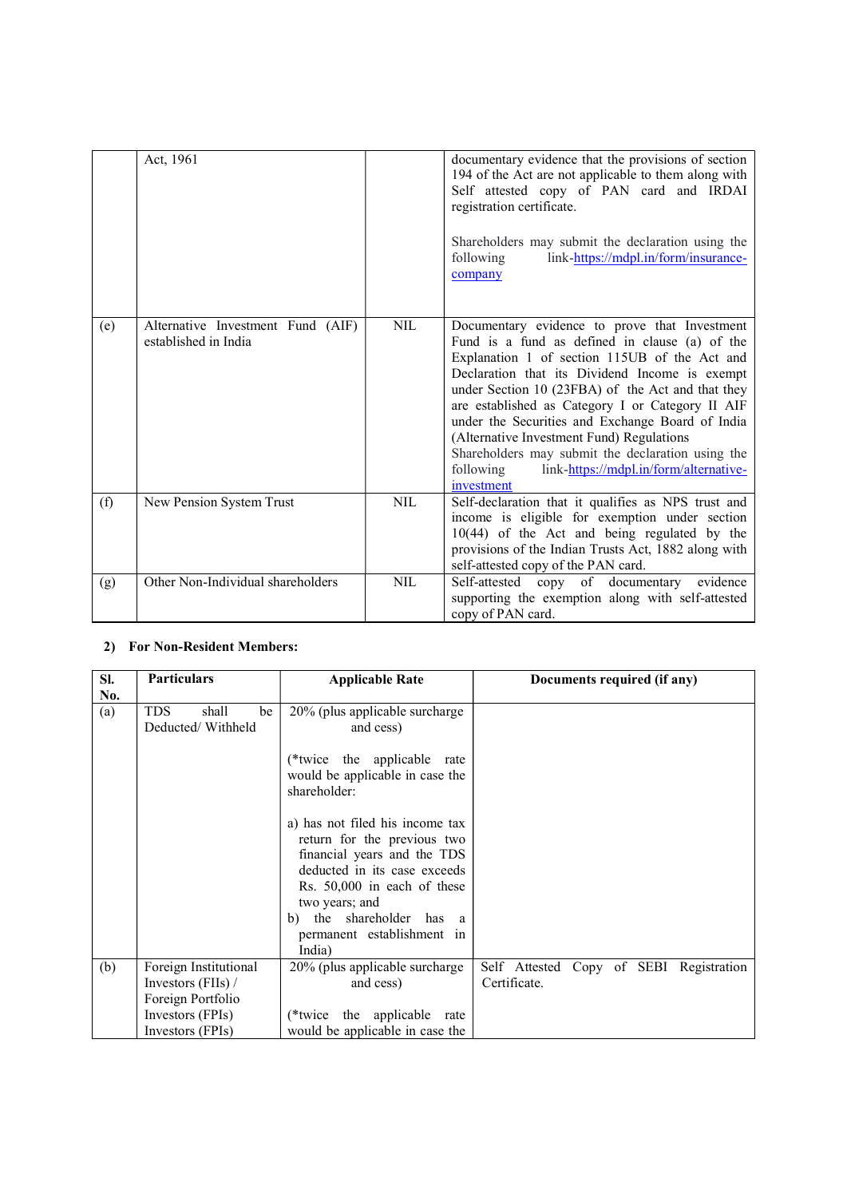| | | | |
|---|---|---|---|
| | Act, 1961 | | documentary evidence that the provisions of section 194 of the Act are not applicable to them along with Self attested copy of PAN card and IRDAI registration certificate.<br><br>Shareholders may submit the declaration using the following link-https://mdpl.in/form/insurance-company |
| (e) | Alternative Investment Fund (AIF) established in India | NIL | Documentary evidence to prove that Investment Fund is a fund as defined in clause (a) of the Explanation 1 of section 115UB of the Act and Declaration that its Dividend Income is exempt under Section 10 (23FBA) of the Act and that they are established as Category I or Category II AIF under the Securities and Exchange Board of India (Alternative Investment Fund) Regulations<br>Shareholders may submit the declaration using the following link-https://mdpl.in/form/alternative-investment |
| (f) | New Pension System Trust | NIL | Self-declaration that it qualifies as NPS trust and income is eligible for exemption under section 10(44) of the Act and being regulated by the provisions of the Indian Trusts Act, 1882 along with self-attested copy of the PAN card. |
| (g) | Other Non-Individual shareholders | NIL | Self-attested copy of documentary evidence supporting the exemption along with self-attested copy of PAN card. |

**2) For Non-Resident Members:**

| Sl. No. | Particulars | Applicable Rate | Documents required (if any) |
|---|---|---|---|
| (a) | TDS shall be Deducted/ Withheld | 20% (plus applicable surcharge and cess)<br><br>(*twice the applicable rate would be applicable in case the shareholder:<br><br>a) has not filed his income tax return for the previous two financial years and the TDS deducted in its case exceeds Rs. 50,000 in each of these two years; and<br>b) the shareholder has a permanent establishment in India) | |
| (b) | Foreign Institutional Investors (FIIs) / Foreign Portfolio Investors (FPIs) Investors (FPIs) | 20% (plus applicable surcharge and cess)<br><br>(*twice the applicable rate would be applicable in case the | Self Attested Copy of SEBI Registration Certificate. |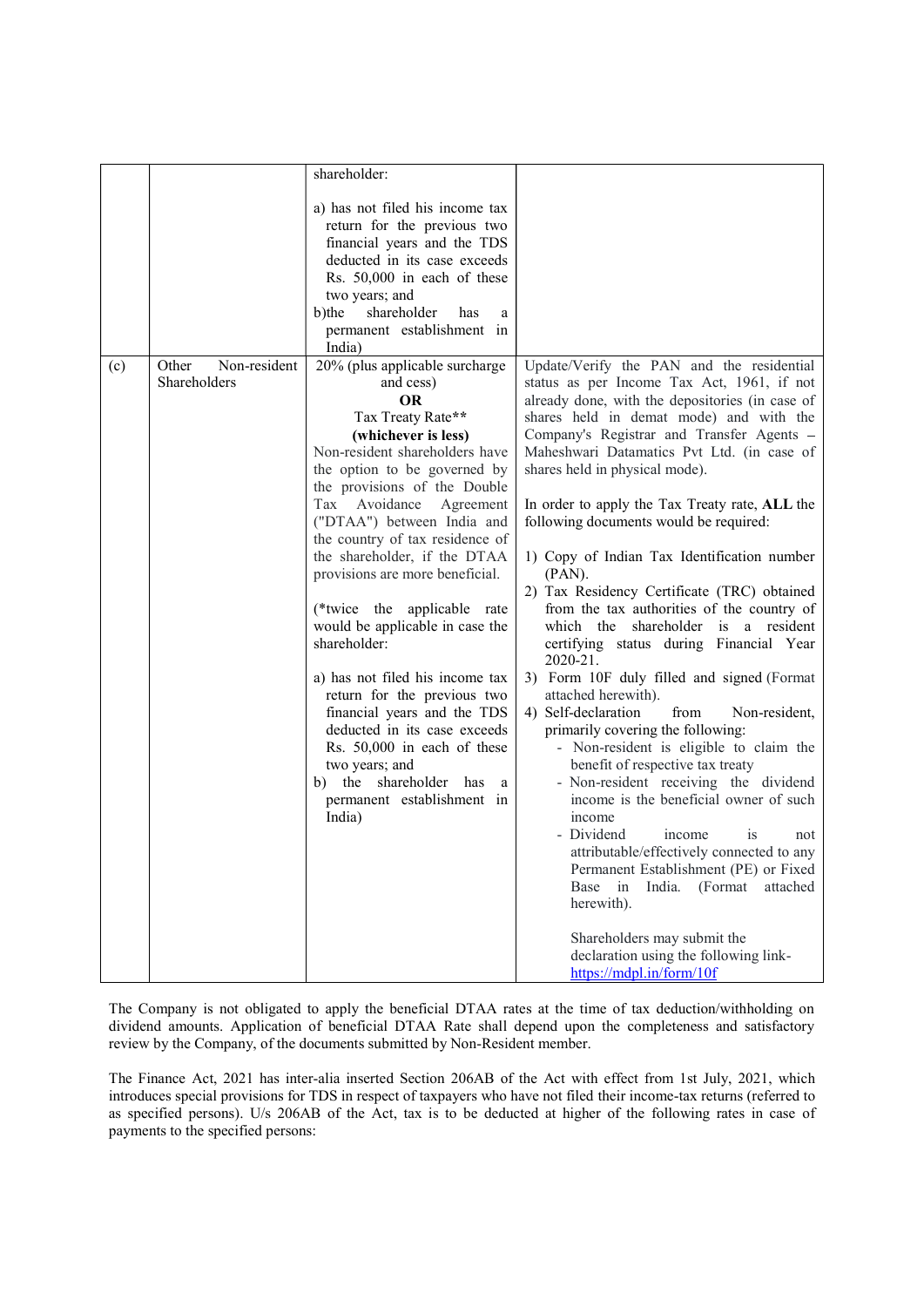|  |  |  |  |
| --- | --- | --- | --- |
|  |  | shareholder:<br><br>a) has not filed his income tax return for the previous two financial years and the TDS deducted in its case exceeds Rs. 50,000 in each of these two years; and<br>b) the shareholder has a permanent establishment in India) |  |
| (c) | Other Non-resident Shareholders | 20% (plus applicable surcharge and cess)<br>**OR**<br>Tax Treaty Rate**<br>**(whichever is less)**<br>Non-resident shareholders have the option to be governed by the provisions of the Double Tax Avoidance Agreement ("DTAA") between India and the country of tax residence of the shareholder, if the DTAA provisions are more beneficial.<br><br>(*twice the applicable rate would be applicable in case the shareholder:<br><br>a) has not filed his income tax return for the previous two financial years and the TDS deducted in its case exceeds Rs. 50,000 in each of these two years; and<br>b) the shareholder has a permanent establishment in India) | Update/Verify the PAN and the residential status as per Income Tax Act, 1961, if not already done, with the depositories (in case of shares held in demat mode) and with the Company's Registrar and Transfer Agents – Maheshwari Datamatics Pvt Ltd. (in case of shares held in physical mode).<br><br>In order to apply the Tax Treaty rate, **ALL** the following documents would be required:<br><br>1) Copy of Indian Tax Identification number (PAN).<br>2) Tax Residency Certificate (TRC) obtained from the tax authorities of the country of which the shareholder is a resident certifying status during Financial Year 2020-21.<br>3) Form 10F duly filled and signed (Format attached herewith).<br>4) Self-declaration from Non-resident, primarily covering the following:<br>- Non-resident is eligible to claim the benefit of respective tax treaty<br>- Non-resident receiving the dividend income is the beneficial owner of such income<br>- Dividend income is not attributable/effectively connected to any Permanent Establishment (PE) or Fixed Base in India. (Format attached herewith).<br><br>Shareholders may submit the declaration using the following link- https://mdpl.in/form/10f |

The Company is not obligated to apply the beneficial DTAA rates at the time of tax deduction/withholding on dividend amounts. Application of beneficial DTAA Rate shall depend upon the completeness and satisfactory review by the Company, of the documents submitted by Non-Resident member.

The Finance Act, 2021 has inter-alia inserted Section 206AB of the Act with effect from 1st July, 2021, which introduces special provisions for TDS in respect of taxpayers who have not filed their income-tax returns (referred to as specified persons). U/s 206AB of the Act, tax is to be deducted at higher of the following rates in case of payments to the specified persons: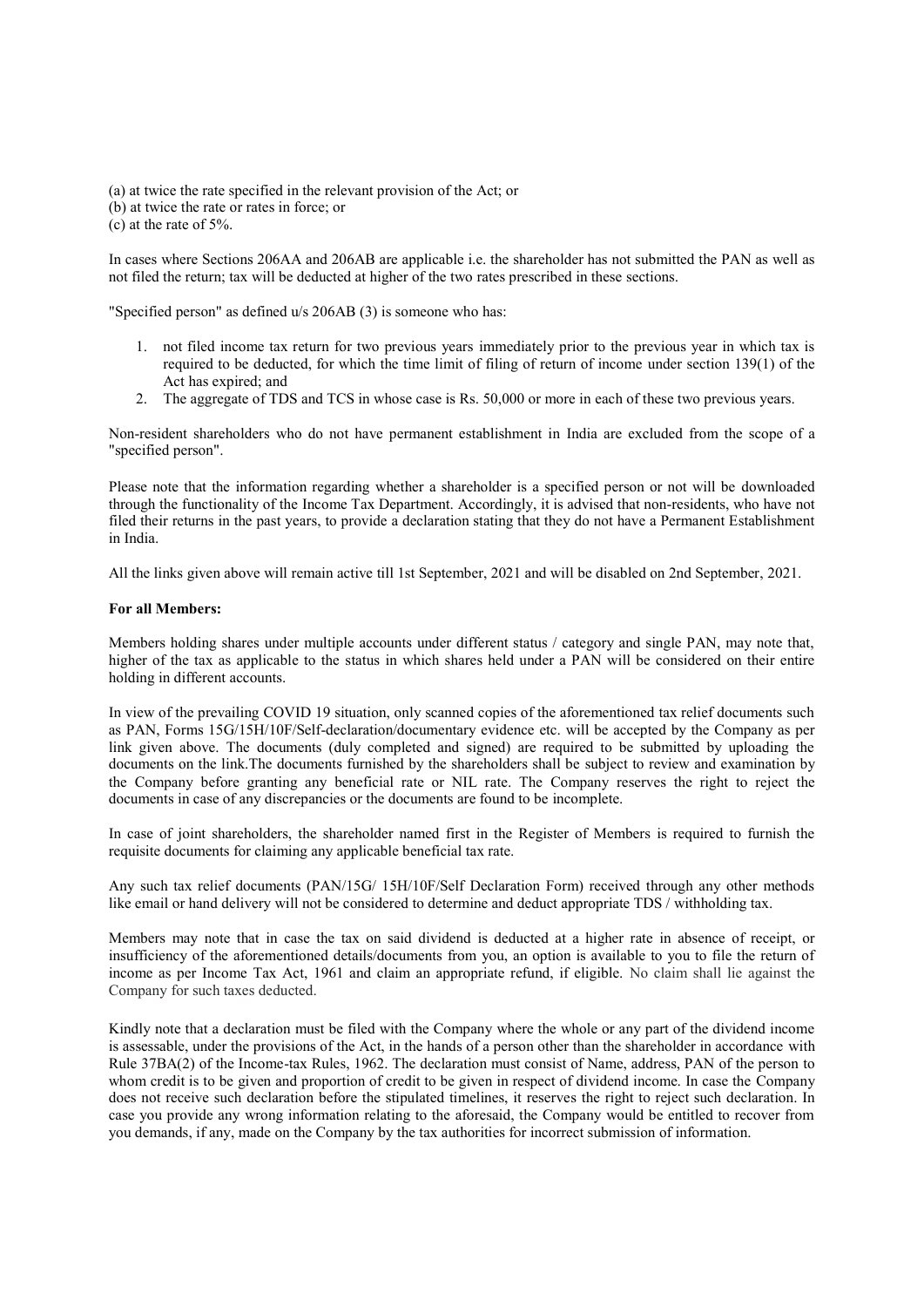(a) at twice the rate specified in the relevant provision of the Act; or
(b) at twice the rate or rates in force; or
(c) at the rate of 5%.

In cases where Sections 206AA and 206AB are applicable i.e. the shareholder has not submitted the PAN as well as not filed the return; tax will be deducted at higher of the two rates prescribed in these sections.

"Specified person" as defined u/s 206AB (3) is someone who has:

1. not filed income tax return for two previous years immediately prior to the previous year in which tax is required to be deducted, for which the time limit of filing of return of income under section 139(1) of the Act has expired; and
2. The aggregate of TDS and TCS in whose case is Rs. 50,000 or more in each of these two previous years.

Non-resident shareholders who do not have permanent establishment in India are excluded from the scope of a "specified person".

Please note that the information regarding whether a shareholder is a specified person or not will be downloaded through the functionality of the Income Tax Department. Accordingly, it is advised that non-residents, who have not filed their returns in the past years, to provide a declaration stating that they do not have a Permanent Establishment in India.

All the links given above will remain active till 1st September, 2021 and will be disabled on 2nd September, 2021.

**For all Members:**

Members holding shares under multiple accounts under different status / category and single PAN, may note that, higher of the tax as applicable to the status in which shares held under a PAN will be considered on their entire holding in different accounts.

In view of the prevailing COVID 19 situation, only scanned copies of the aforementioned tax relief documents such as PAN, Forms 15G/15H/10F/Self-declaration/documentary evidence etc. will be accepted by the Company as per link given above. The documents (duly completed and signed) are required to be submitted by uploading the documents on the link.The documents furnished by the shareholders shall be subject to review and examination by the Company before granting any beneficial rate or NIL rate. The Company reserves the right to reject the documents in case of any discrepancies or the documents are found to be incomplete.

In case of joint shareholders, the shareholder named first in the Register of Members is required to furnish the requisite documents for claiming any applicable beneficial tax rate.

Any such tax relief documents (PAN/15G/ 15H/10F/Self Declaration Form) received through any other methods like email or hand delivery will not be considered to determine and deduct appropriate TDS / withholding tax.

Members may note that in case the tax on said dividend is deducted at a higher rate in absence of receipt, or insufficiency of the aforementioned details/documents from you, an option is available to you to file the return of income as per Income Tax Act, 1961 and claim an appropriate refund, if eligible. No claim shall lie against the Company for such taxes deducted.

Kindly note that a declaration must be filed with the Company where the whole or any part of the dividend income is assessable, under the provisions of the Act, in the hands of a person other than the shareholder in accordance with Rule 37BA(2) of the Income-tax Rules, 1962. The declaration must consist of Name, address, PAN of the person to whom credit is to be given and proportion of credit to be given in respect of dividend income. In case the Company does not receive such declaration before the stipulated timelines, it reserves the right to reject such declaration. In case you provide any wrong information relating to the aforesaid, the Company would be entitled to recover from you demands, if any, made on the Company by the tax authorities for incorrect submission of information.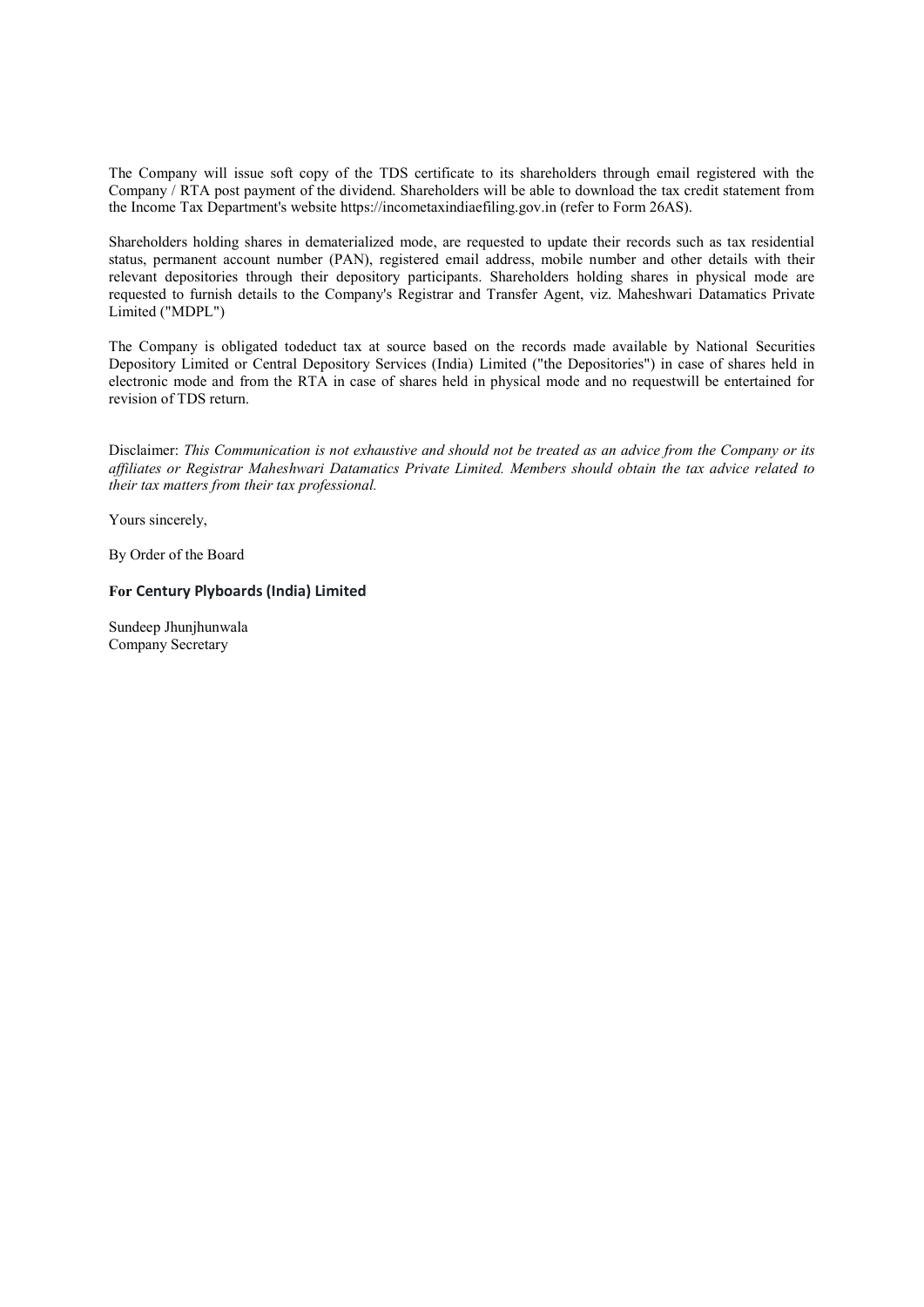The Company will issue soft copy of the TDS certificate to its shareholders through email registered with the Company / RTA post payment of the dividend. Shareholders will be able to download the tax credit statement from the Income Tax Department's website https://incometaxindiaefiling.gov.in (refer to Form 26AS).

Shareholders holding shares in dematerialized mode, are requested to update their records such as tax residential status, permanent account number (PAN), registered email address, mobile number and other details with their relevant depositories through their depository participants. Shareholders holding shares in physical mode are requested to furnish details to the Company's Registrar and Transfer Agent, viz. Maheshwari Datamatics Private Limited ("MDPL")

The Company is obligated todeduct tax at source based on the records made available by National Securities Depository Limited or Central Depository Services (India) Limited ("the Depositories") in case of shares held in electronic mode and from the RTA in case of shares held in physical mode and no requestwill be entertained for revision of TDS return.

Disclaimer: *This Communication is not exhaustive and should not be treated as an advice from the Company or its affiliates or Registrar Maheshwari Datamatics Private Limited. Members should obtain the tax advice related to their tax matters from their tax professional.*

Yours sincerely,

By Order of the Board

**For Century Plyboards (India) Limited**

Sundeep Jhunjhunwala
Company Secretary